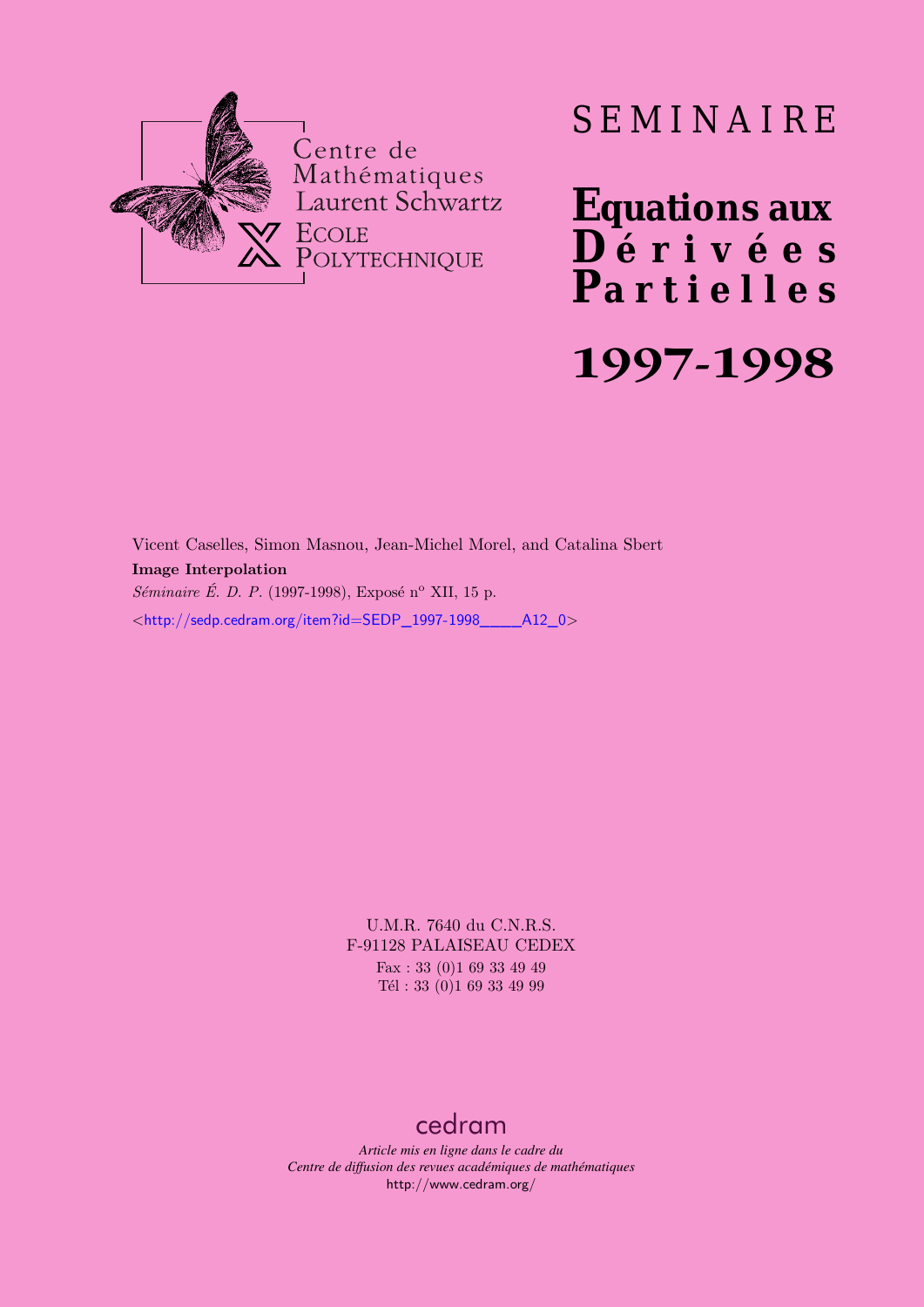Centre de Mathématiques Laurent Schwartz

ECOLE POLYTECHNIQUE

# SEMINAIRE

# Equations aux Dérivées Partielles

# 1997-1998

Vicent Caselles, Simon Masnou, Jean-Michel Morel, and Catalina Sbert

**Image Interpolation**

*Séminaire É. D. P.* (1997-1998), Exposé n° XII, 15 p.

<http://sedp.cedram.org/item?id=SEDP_1997-1998____A12_0>

U.M.R. 7640 du C.N.R.S.
F-91128 PALAISEAU CEDEX
Fax : 33 (0)1 69 33 49 49
Tél : 33 (0)1 69 33 49 99

cedram

*Article mis en ligne dans le cadre du*
*Centre de diffusion des revues académiques de mathématiques*
http://www.cedram.org/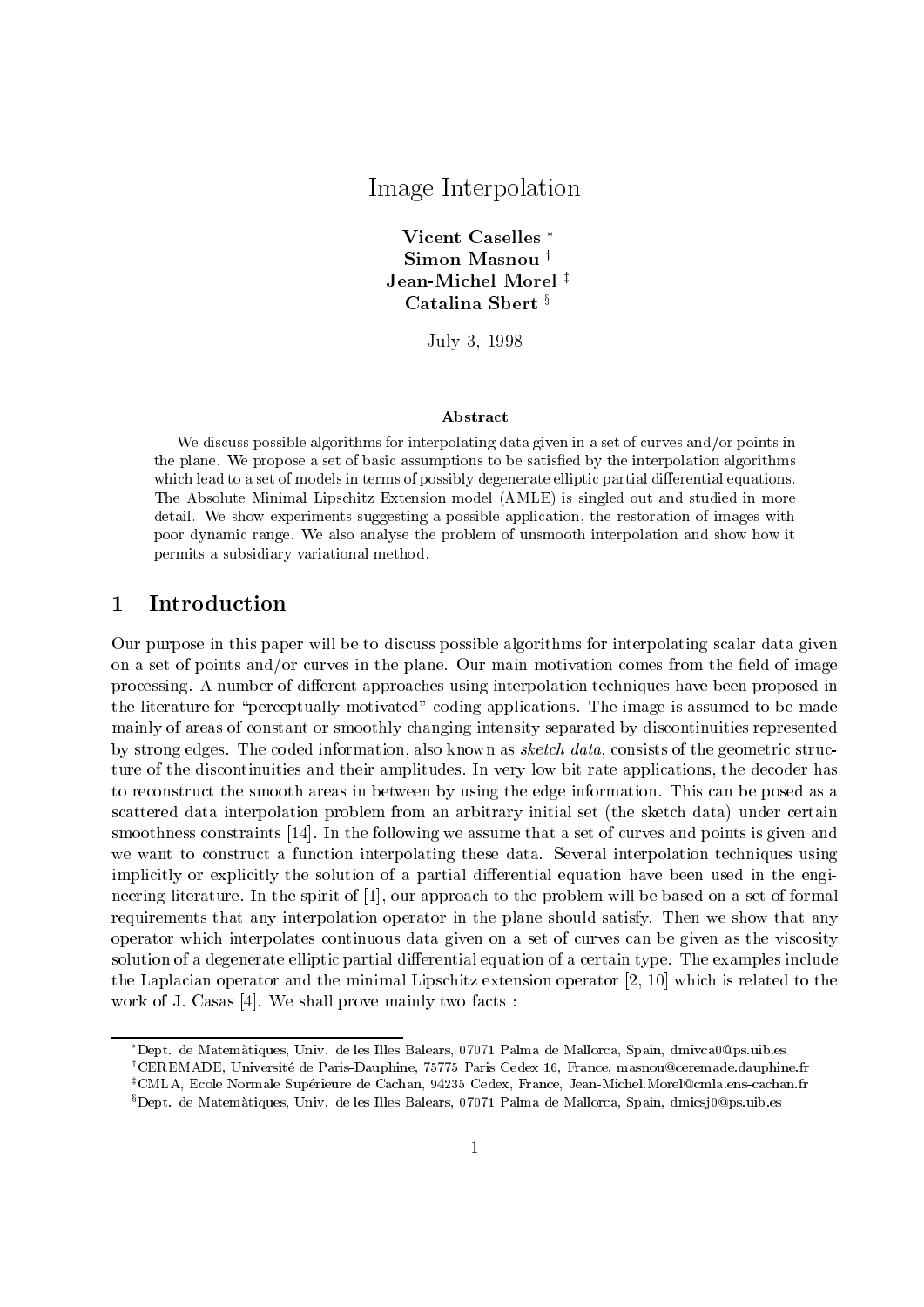# Image Interpolation

**Vicent Caselles** [*]
**Simon Masnou** [†]
**Jean-Michel Morel** [‡]
**Catalina Sbert** [§]

July 3, 1998

### Abstract

We discuss possible algorithms for interpolating data given in a set of curves and/or points in the plane. We propose a set of basic assumptions to be satisfied by the interpolation algorithms which lead to a set of models in terms of possibly degenerate elliptic partial differential equations. The Absolute Minimal Lipschitz Extension model (AMLE) is singled out and studied in more detail. We show experiments suggesting a possible application, the restoration of images with poor dynamic range. We also analyse the problem of unsmooth interpolation and show how it permits a subsidiary variational method.

## 1 Introduction

Our purpose in this paper will be to discuss possible algorithms for interpolating scalar data given on a set of points and/or curves in the plane. Our main motivation comes from the field of image processing. A number of different approaches using interpolation techniques have been proposed in the literature for "perceptually motivated" coding applications. The image is assumed to be made mainly of areas of constant or smoothly changing intensity separated by discontinuities represented by strong edges. The coded information, also known as *sketch data*, consists of the geometric structure of the discontinuities and their amplitudes. In very low bit rate applications, the decoder has to reconstruct the smooth areas in between by using the edge information. This can be posed as a scattered data interpolation problem from an arbitrary initial set (the sketch data) under certain smoothness constraints [14]. In the following we assume that a set of curves and points is given and we want to construct a function interpolating these data. Several interpolation techniques using implicitly or explicitly the solution of a partial differential equation have been used in the engineering literature. In the spirit of [1], our approach to the problem will be based on a set of formal requirements that any interpolation operator in the plane should satisfy. Then we show that any operator which interpolates continuous data given on a set of curves can be given as the viscosity solution of a degenerate elliptic partial differential equation of a certain type. The examples include the Laplacian operator and the minimal Lipschitz extension operator [2, 10] which is related to the work of J. Casas [4]. We shall prove mainly two facts :

---

[*] Dept. de Matemàtiques, Univ. de les Illes Balears, 07071 Palma de Mallorca, Spain, dmivca0@ps.uib.es

[†] CEREMADE, Université de Paris-Dauphine, 75775 Paris Cedex 16, France, masnou@ceremade.dauphine.fr

[‡] CMLA, Ecole Normale Supérieure de Cachan, 94235 Cedex, France, Jean-Michel.Morel@cmla.ens-cachan.fr

[§] Dept. de Matemàtiques, Univ. de les Illes Balears, 07071 Palma de Mallorca, Spain, dmicsj0@ps.uib.es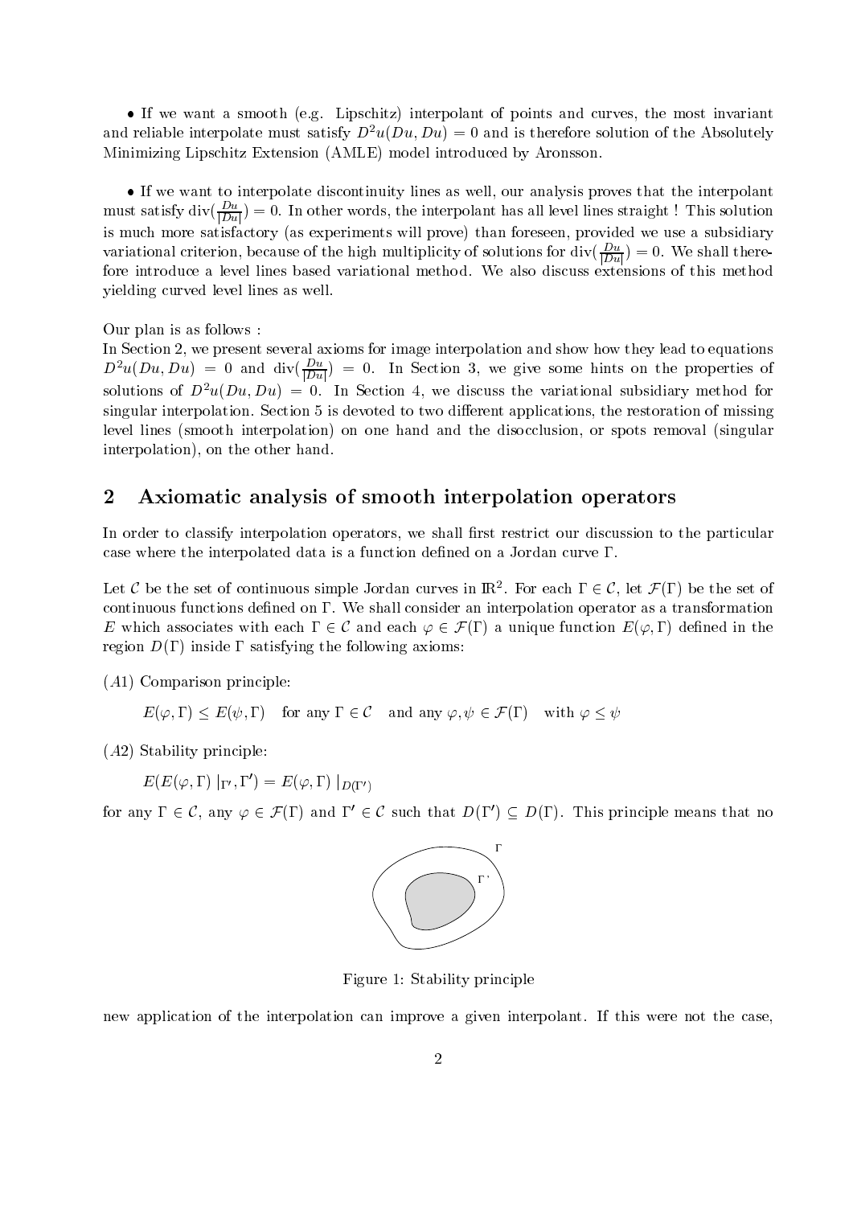• If we want a smooth (e.g. Lipschitz) interpolant of points and curves, the most invariant and reliable interpolate must satisfy $D^2u(Du, Du) = 0$ and is therefore solution of the Absolutely Minimizing Lipschitz Extension (AMLE) model introduced by Aronsson.

• If we want to interpolate discontinuity lines as well, our analysis proves that the interpolant must satisfy $\text{div}(\frac{Du}{|Du|}) = 0$. In other words, the interpolant has all level lines straight ! This solution is much more satisfactory (as experiments will prove) than foreseen, provided we use a subsidiary variational criterion, because of the high multiplicity of solutions for $\text{div}(\frac{Du}{|Du|}) = 0$. We shall therefore introduce a level lines based variational method. We also discuss extensions of this method yielding curved level lines as well.

Our plan is as follows :
In Section 2, we present several axioms for image interpolation and show how they lead to equations $D^2u(Du, Du) = 0$ and $\text{div}(\frac{Du}{|Du|}) = 0$. In Section 3, we give some hints on the properties of solutions of $D^2u(Du, Du) = 0$. In Section 4, we discuss the variational subsidiary method for singular interpolation. Section 5 is devoted to two different applications, the restoration of missing level lines (smooth interpolation) on one hand and the disocclusion, or spots removal (singular interpolation), on the other hand.

## 2 Axiomatic analysis of smooth interpolation operators

In order to classify interpolation operators, we shall first restrict our discussion to the particular case where the interpolated data is a function defined on a Jordan curve $\Gamma$.

Let $\mathcal{C}$ be the set of continuous simple Jordan curves in $\mathbb{R}^2$. For each $\Gamma \in \mathcal{C}$, let $\mathcal{F}(\Gamma)$ be the set of continuous functions defined on $\Gamma$. We shall consider an interpolation operator as a transformation $E$ which associates with each $\Gamma \in \mathcal{C}$ and each $\varphi \in \mathcal{F}(\Gamma)$ a unique function $E(\varphi, \Gamma)$ defined in the region $D(\Gamma)$ inside $\Gamma$ satisfying the following axioms:

$(A1)$ Comparison principle:

$$E(\varphi, \Gamma) \leq E(\psi, \Gamma) \quad \text{for any } \Gamma \in \mathcal{C} \quad \text{and any } \varphi, \psi \in \mathcal{F}(\Gamma) \quad \text{with } \varphi \leq \psi$$

$(A2)$ Stability principle:

$$E(E(\varphi, \Gamma) \mid_{\Gamma'}, \Gamma') = E(\varphi, \Gamma) \mid_{D(\Gamma')}$$

for any $\Gamma \in \mathcal{C}$, any $\varphi \in \mathcal{F}(\Gamma)$ and $\Gamma' \in \mathcal{C}$ such that $D(\Gamma') \subseteq D(\Gamma)$. This principle means that no

Figure 1: Stability principle

new application of the interpolation can improve a given interpolant. If this were not the case,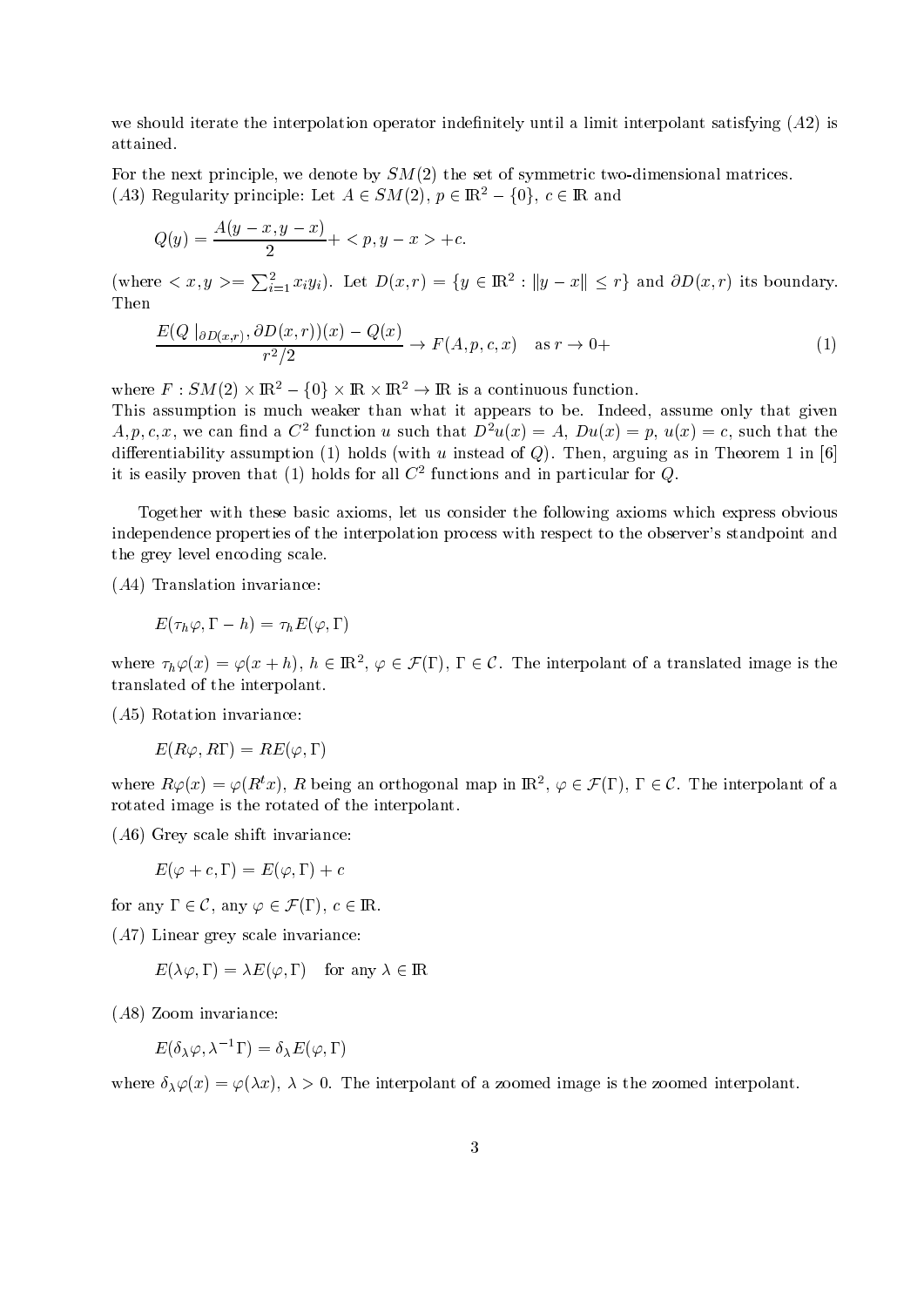we should iterate the interpolation operator indefinitely until a limit interpolant satisfying $(A2)$ is attained.

For the next principle, we denote by $SM(2)$ the set of symmetric two-dimensional matrices.
$(A3)$ Regularity principle: Let $A \in SM(2)$, $p \in \mathbb{R}^2 - \{0\}$, $c \in \mathbb{R}$ and

$$Q(y) = \frac{A(y-x, y-x)}{2} + < p, y-x > + c.$$

(where $< x, y >= \sum_{i=1}^{2} x_i y_i$). Let $D(x,r) = \{y \in \mathbb{R}^2 : \|y - x\| \leq r\}$ and $\partial D(x,r)$ its boundary. Then

$$\frac{E(Q\mid_{\partial D(x,r)}, \partial D(x,r))(x) - Q(x)}{r^2/2} \to F(A,p,c,x) \quad \text{as } r \to 0+ \tag{1}$$

where $F : SM(2) \times \mathbb{R}^2 - \{0\} \times \mathbb{R} \times \mathbb{R}^2 \to \mathbb{R}$ is a continuous function.
This assumption is much weaker than what it appears to be. Indeed, assume only that given $A, p, c, x$, we can find a $C^2$ function $u$ such that $D^2u(x) = A$, $Du(x) = p$, $u(x) = c$, such that the differentiability assumption (1) holds (with $u$ instead of $Q$). Then, arguing as in Theorem 1 in [6] it is easily proven that (1) holds for all $C^2$ functions and in particular for $Q$.

Together with these basic axioms, let us consider the following axioms which express obvious independence properties of the interpolation process with respect to the observer's standpoint and the grey level encoding scale.

$(A4)$ Translation invariance:

$$E(\tau_h \varphi, \Gamma - h) = \tau_h E(\varphi, \Gamma)$$

where $\tau_h \varphi(x) = \varphi(x+h)$, $h \in \mathbb{R}^2$, $\varphi \in \mathcal{F}(\Gamma)$, $\Gamma \in \mathcal{C}$. The interpolant of a translated image is the translated of the interpolant.

$(A5)$ Rotation invariance:

$$E(R\varphi, R\Gamma) = RE(\varphi, \Gamma)$$

where $R\varphi(x) = \varphi(R^t x)$, $R$ being an orthogonal map in $\mathbb{R}^2$, $\varphi \in \mathcal{F}(\Gamma)$, $\Gamma \in \mathcal{C}$. The interpolant of a rotated image is the rotated of the interpolant.

$(A6)$ Grey scale shift invariance:

$$E(\varphi + c, \Gamma) = E(\varphi, \Gamma) + c$$

for any $\Gamma \in \mathcal{C}$, any $\varphi \in \mathcal{F}(\Gamma)$, $c \in \mathbb{R}$.

$(A7)$ Linear grey scale invariance:

$$E(\lambda\varphi, \Gamma) = \lambda E(\varphi, \Gamma) \quad \text{for any } \lambda \in \mathbb{R}$$

$(A8)$ Zoom invariance:

$$E(\delta_\lambda \varphi, \lambda^{-1}\Gamma) = \delta_\lambda E(\varphi, \Gamma)$$

where $\delta_\lambda \varphi(x) = \varphi(\lambda x)$, $\lambda > 0$. The interpolant of a zoomed image is the zoomed interpolant.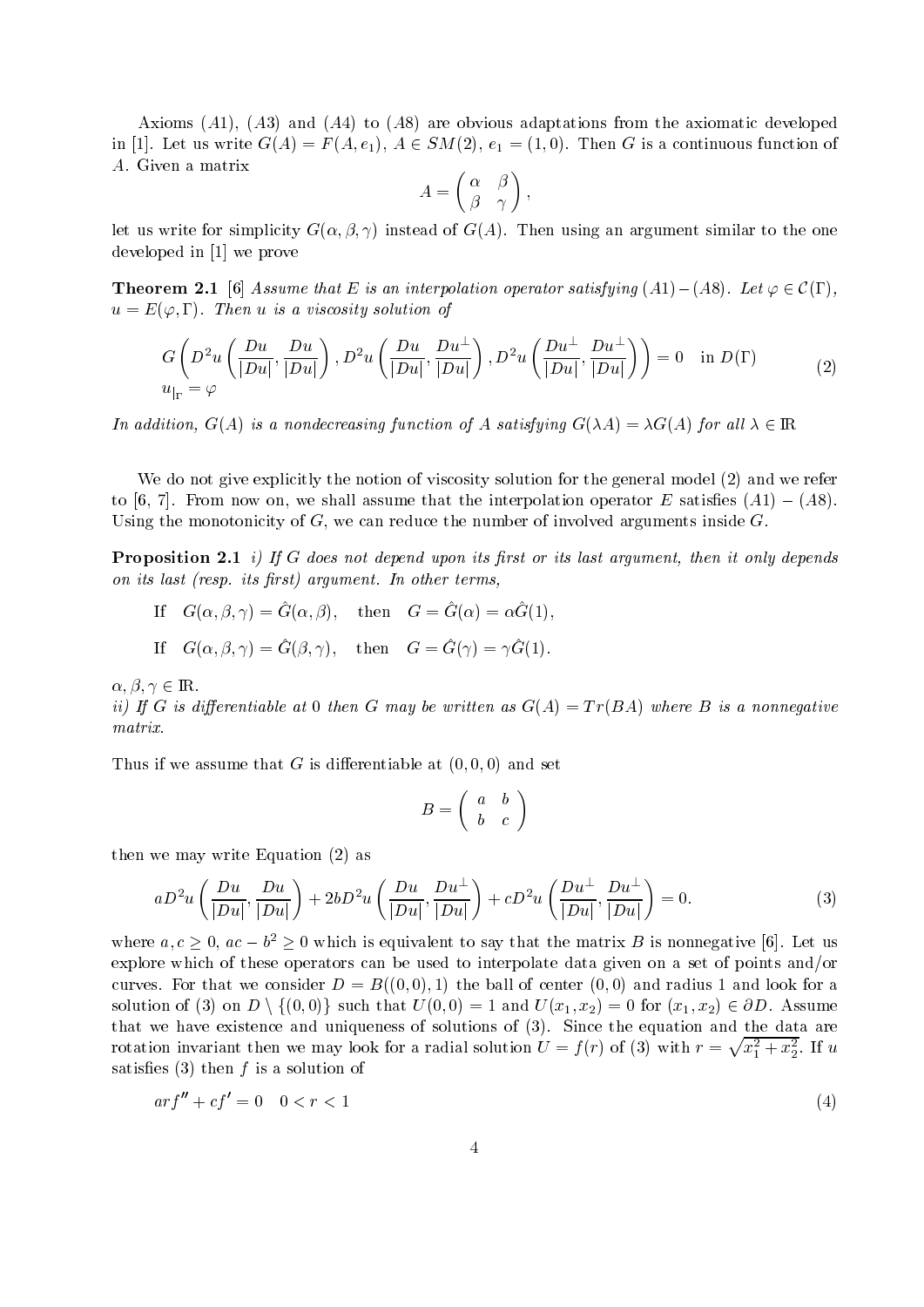Axioms $(A1)$, $(A3)$ and $(A4)$ to $(A8)$ are obvious adaptations from the axiomatic developed in [1]. Let us write $G(A) = F(A, e_1)$, $A \in SM(2)$, $e_1 = (1, 0)$. Then $G$ is a continuous function of $A$. Given a matrix

$$A = \begin{pmatrix} \alpha & \beta \\ \beta & \gamma \end{pmatrix},$$

let us write for simplicity $G(\alpha, \beta, \gamma)$ instead of $G(A)$. Then using an argument similar to the one developed in [1] we prove

**Theorem 2.1** [6] *Assume that $E$ is an interpolation operator satisfying $(A1) - (A8)$. Let $\varphi \in \mathcal{C}(\Gamma)$, $u = E(\varphi, \Gamma)$. Then $u$ is a viscosity solution of*

$$G\left(D^2u\left(\frac{Du}{|Du|}, \frac{Du}{|Du|}\right), D^2u\left(\frac{Du}{|Du|}, \frac{Du^\perp}{|Du|}\right), D^2u\left(\frac{Du^\perp}{|Du|}, \frac{Du^\perp}{|Du|}\right)\right) = 0 \quad \text{in } D(\Gamma)$$
$$u_{|\Gamma} = \varphi \tag{2}$$

*In addition, $G(A)$ is a nondecreasing function of $A$ satisfying $G(\lambda A) = \lambda G(A)$ for all $\lambda \in \mathbb{R}$*

We do not give explicitly the notion of viscosity solution for the general model (2) and we refer to [6, 7]. From now on, we shall assume that the interpolation operator $E$ satisfies $(A1) - (A8)$. Using the monotonicity of $G$, we can reduce the number of involved arguments inside $G$.

**Proposition 2.1** *i) If $G$ does not depend upon its first or its last argument, then it only depends on its last (resp. its first) argument. In other terms,*

$$\text{If} \quad G(\alpha, \beta, \gamma) = \hat{G}(\alpha, \beta), \quad \text{then} \quad G = \hat{G}(\alpha) = \alpha \hat{G}(1),$$

$$\text{If} \quad G(\alpha, \beta, \gamma) = \hat{G}(\beta, \gamma), \quad \text{then} \quad G = \hat{G}(\gamma) = \gamma \hat{G}(1).$$

$\alpha, \beta, \gamma \in \mathbb{R}$.
*ii) If $G$ is differentiable at 0 then $G$ may be written as $G(A) = Tr(BA)$ where $B$ is a nonnegative matrix.*

Thus if we assume that $G$ is differentiable at $(0, 0, 0)$ and set

$$B = \begin{pmatrix} a & b \\ b & c \end{pmatrix}$$

then we may write Equation (2) as

$$aD^2u\left(\frac{Du}{|Du|}, \frac{Du}{|Du|}\right) + 2bD^2u\left(\frac{Du}{|Du|}, \frac{Du^\perp}{|Du|}\right) + cD^2u\left(\frac{Du^\perp}{|Du|}, \frac{Du^\perp}{|Du|}\right) = 0. \tag{3}$$

where $a, c \geq 0$, $ac - b^2 \geq 0$ which is equivalent to say that the matrix $B$ is nonnegative [6]. Let us explore which of these operators can be used to interpolate data given on a set of points and/or curves. For that we consider $D = B((0,0), 1)$ the ball of center $(0,0)$ and radius 1 and look for a solution of (3) on $D \setminus \{(0,0)\}$ such that $U(0,0) = 1$ and $U(x_1, x_2) = 0$ for $(x_1, x_2) \in \partial D$. Assume that we have existence and uniqueness of solutions of (3). Since the equation and the data are rotation invariant then we may look for a radial solution $U = f(r)$ of (3) with $r = \sqrt{x_1^2 + x_2^2}$. If $u$ satisfies (3) then $f$ is a solution of

$$arf'' + cf' = 0 \quad 0 < r < 1 \tag{4}$$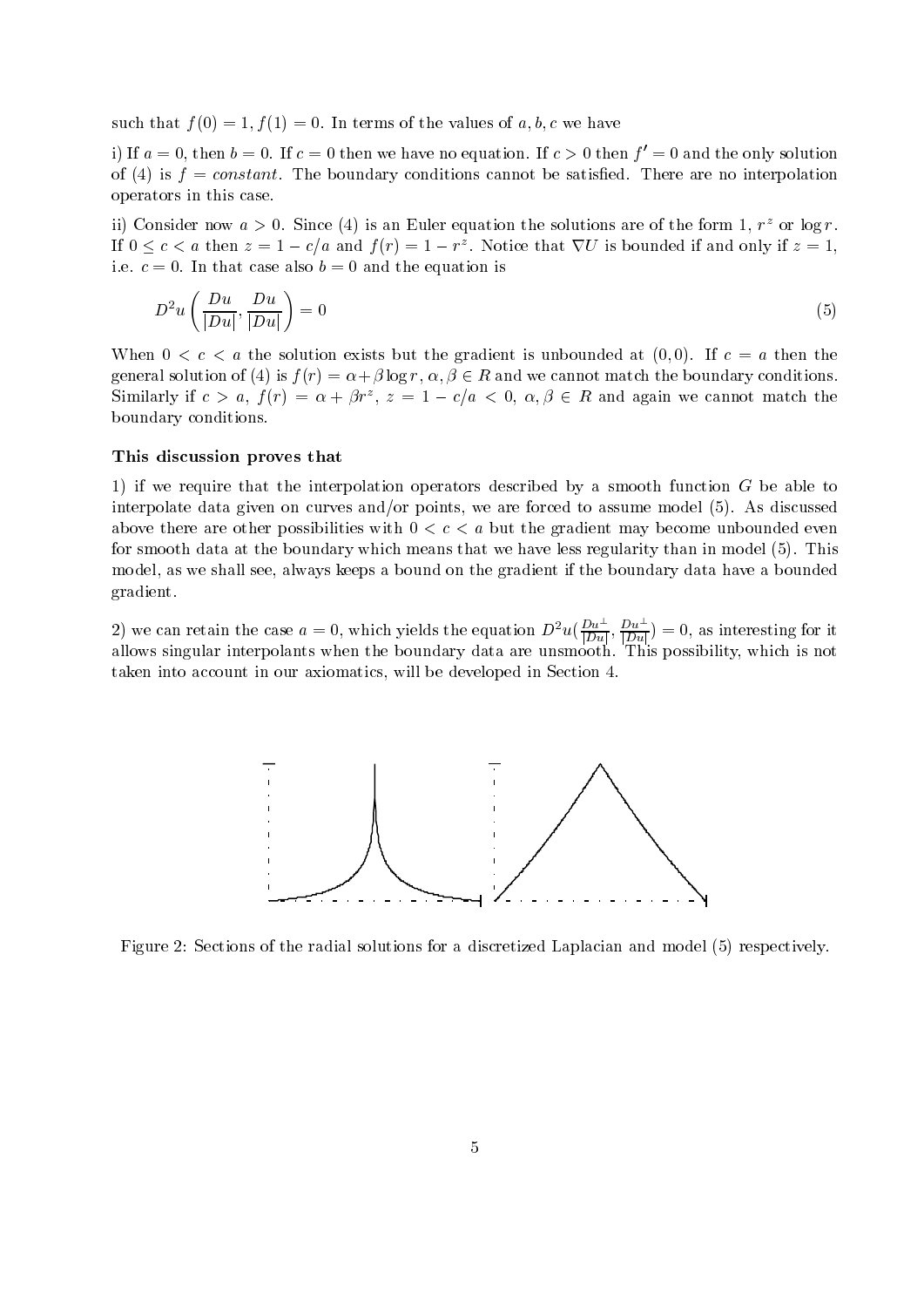such that $f(0) = 1, f(1) = 0$. In terms of the values of $a, b, c$ we have

i) If $a = 0$, then $b = 0$. If $c = 0$ then we have no equation. If $c > 0$ then $f' = 0$ and the only solution of (4) is $f = constant$. The boundary conditions cannot be satisfied. There are no interpolation operators in this case.

ii) Consider now $a > 0$. Since (4) is an Euler equation the solutions are of the form 1, $r^z$ or $\log r$. If $0 \leq c < a$ then $z = 1 - c/a$ and $f(r) = 1 - r^z$. Notice that $\nabla U$ is bounded if and only if $z = 1$, i.e. $c = 0$. In that case also $b = 0$ and the equation is

$$D^2 u\left(\frac{Du}{|Du|}, \frac{Du}{|Du|}\right) = 0 \tag{5}$$

When $0 < c < a$ the solution exists but the gradient is unbounded at $(0,0)$. If $c = a$ then the general solution of (4) is $f(r) = \alpha + \beta \log r$, $\alpha, \beta \in R$ and we cannot match the boundary conditions. Similarly if $c > a$, $f(r) = \alpha + \beta r^z$, $z = 1 - c/a < 0$, $\alpha, \beta \in R$ and again we cannot match the boundary conditions.

**This discussion proves that**

1) if we require that the interpolation operators described by a smooth function $G$ be able to interpolate data given on curves and/or points, we are forced to assume model (5). As discussed above there are other possibilities with $0 < c < a$ but the gradient may become unbounded even for smooth data at the boundary which means that we have less regularity than in model (5). This model, as we shall see, always keeps a bound on the gradient if the boundary data have a bounded gradient.

2) we can retain the case $a = 0$, which yields the equation $D^2 u(\frac{Du^\perp}{|Du|}, \frac{Du^\perp}{|Du|}) = 0$, as interesting for it allows singular interpolants when the boundary data are unsmooth. This possibility, which is not taken into account in our axiomatics, will be developed in Section 4.

Figure 2: Sections of the radial solutions for a discretized Laplacian and model (5) respectively.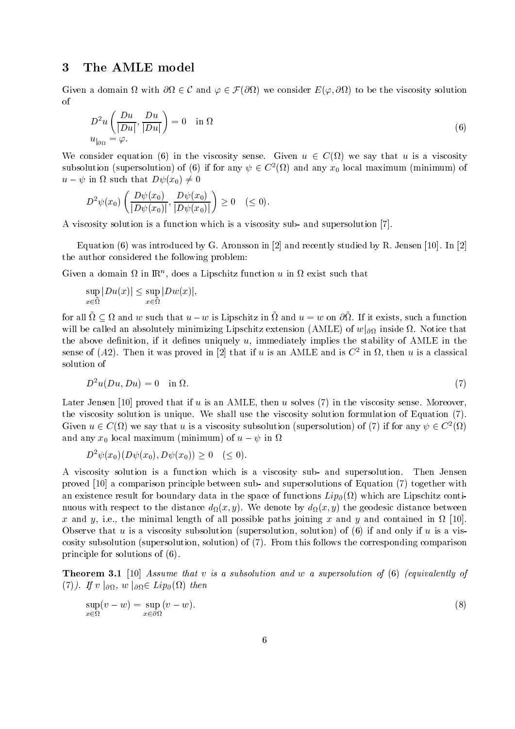## 3 The AMLE model

Given a domain $\Omega$ with $\partial\Omega \in \mathcal{C}$ and $\varphi \in \mathcal{F}(\partial\Omega)$ we consider $E(\varphi, \partial\Omega)$ to be the viscosity solution of

$$
\begin{aligned}
& D^2 u\left(\frac{Du}{|Du|}, \frac{Du}{|Du|}\right) = 0 \quad \text{in } \Omega \\
& u_{|\partial\Omega} = \varphi.
\end{aligned}
\tag{6}
$$

We consider equation (6) in the viscosity sense. Given $u \in C(\Omega)$ we say that $u$ is a viscosity subsolution (supersolution) of (6) if for any $\psi \in C^2(\Omega)$ and any $x_0$ local maximum (minimum) of $u - \psi$ in $\Omega$ such that $D\psi(x_0) \neq 0$

$$
D^2\psi(x_0)\left(\frac{D\psi(x_0)}{|D\psi(x_0)|}, \frac{D\psi(x_0)}{|D\psi(x_0)|}\right) \geq 0 \quad (\leq 0).
$$

A viscosity solution is a function which is a viscosity sub- and supersolution [7].

Equation (6) was introduced by G. Aronsson in [2] and recently studied by R. Jensen [10]. In [2] the author considered the following problem:

Given a domain $\Omega$ in $\mathbb{R}^n$, does a Lipschitz function $u$ in $\Omega$ exist such that

$$
\sup_{x \in \tilde{\Omega}} |Du(x)| \leq \sup_{x \in \tilde{\Omega}} |Dw(x)|,
$$

for all $\tilde{\Omega} \subseteq \Omega$ and $w$ such that $u - w$ is Lipschitz in $\tilde{\Omega}$ and $u = w$ on $\partial\tilde{\Omega}$. If it exists, such a function will be called an absolutely minimizing Lipschitz extension (AMLE) of $w|_{\partial\Omega}$ inside $\Omega$. Notice that the above definition, if it defines uniquely $u$, immediately implies the stability of AMLE in the sense of $(A2)$. Then it was proved in [2] that if $u$ is an AMLE and is $C^2$ in $\Omega$, then $u$ is a classical solution of

$$
D^2 u(Du, Du) = 0 \quad \text{in } \Omega. \tag{7}
$$

Later Jensen [10] proved that if $u$ is an AMLE, then $u$ solves (7) in the viscosity sense. Moreover, the viscosity solution is unique. We shall use the viscosity solution formulation of Equation (7). Given $u \in C(\Omega)$ we say that $u$ is a viscosity subsolution (supersolution) of (7) if for any $\psi \in C^2(\Omega)$ and any $x_0$ local maximum (minimum) of $u - \psi$ in $\Omega$

$$
D^2\psi(x_0)(D\psi(x_0), D\psi(x_0)) \geq 0 \quad (\leq 0).
$$

A viscosity solution is a function which is a viscosity sub- and supersolution. Then Jensen proved [10] a comparison principle between sub- and supersolutions of Equation (7) together with an existence result for boundary data in the space of functions $Lip_\partial(\Omega)$ which are Lipschitz continuous with respect to the distance $d_\Omega(x, y)$. We denote by $d_\Omega(x, y)$ the geodesic distance between $x$ and $y$, i.e., the minimal length of all possible paths joining $x$ and $y$ and contained in $\Omega$ [10]. Observe that $u$ is a viscosity subsolution (supersolution, solution) of (6) if and only if $u$ is a viscosity subsolution (supersolution, solution) of (7). From this follows the corresponding comparison principle for solutions of (6).

**Theorem 3.1** [10] *Assume that $v$ is a subsolution and $w$ a supersolution of (6) (equivalently of (7)). If $v|_{\partial\Omega}$, $w|_{\partial\Omega} \in Lip_\partial(\Omega)$ then*

$$
\sup_{x \in \Omega}(v - w) = \sup_{x \in \partial\Omega}(v - w). \tag{8}
$$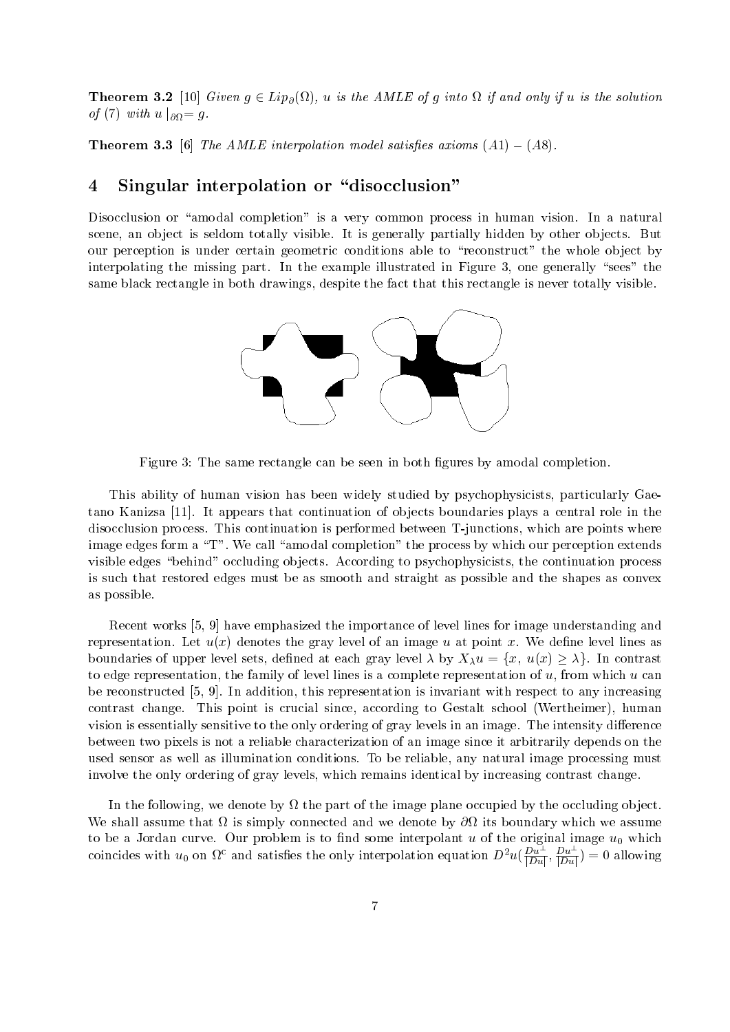**Theorem 3.2** [10] *Given $g \in Lip_\partial(\Omega)$, $u$ is the AMLE of $g$ into $\Omega$ if and only if $u$ is the solution of (7) with $u\mid_{\partial\Omega} = g$.*

**Theorem 3.3** [6] *The AMLE interpolation model satisfies axioms $(A1) - (A8)$.*

# 4 Singular interpolation or "disocclusion"

Disocclusion or "amodal completion" is a very common process in human vision. In a natural scene, an object is seldom totally visible. It is generally partially hidden by other objects. But our perception is under certain geometric conditions able to "reconstruct" the whole object by interpolating the missing part. In the example illustrated in Figure 3, one generally "sees" the same black rectangle in both drawings, despite the fact that this rectangle is never totally visible.

Figure 3: The same rectangle can be seen in both figures by amodal completion.

This ability of human vision has been widely studied by psychophysicists, particularly Gaetano Kanizsa [11]. It appears that continuation of objects boundaries plays a central role in the disocclusion process. This continuation is performed between T-junctions, which are points where image edges form a "T". We call "amodal completion" the process by which our perception extends visible edges "behind" occluding objects. According to psychophysicists, the continuation process is such that restored edges must be as smooth and straight as possible and the shapes as convex as possible.

Recent works [5, 9] have emphasized the importance of level lines for image understanding and representation. Let $u(x)$ denotes the gray level of an image $u$ at point $x$. We define level lines as boundaries of upper level sets, defined at each gray level $\lambda$ by $X_\lambda u = \{x,\ u(x) \geq \lambda\}$. In contrast to edge representation, the family of level lines is a complete representation of $u$, from which $u$ can be reconstructed [5, 9]. In addition, this representation is invariant with respect to any increasing contrast change. This point is crucial since, according to Gestalt school (Wertheimer), human vision is essentially sensitive to the only ordering of gray levels in an image. The intensity difference between two pixels is not a reliable characterization of an image since it arbitrarily depends on the used sensor as well as illumination conditions. To be reliable, any natural image processing must involve the only ordering of gray levels, which remains identical by increasing contrast change.

In the following, we denote by $\Omega$ the part of the image plane occupied by the occluding object. We shall assume that $\Omega$ is simply connected and we denote by $\partial\Omega$ its boundary which we assume to be a Jordan curve. Our problem is to find some interpolant $u$ of the original image $u_0$ which coincides with $u_0$ on $\Omega^c$ and satisfies the only interpolation equation $D^2u(\frac{Du^\perp}{|Du|}, \frac{Du^\perp}{|Du|}) = 0$ allowing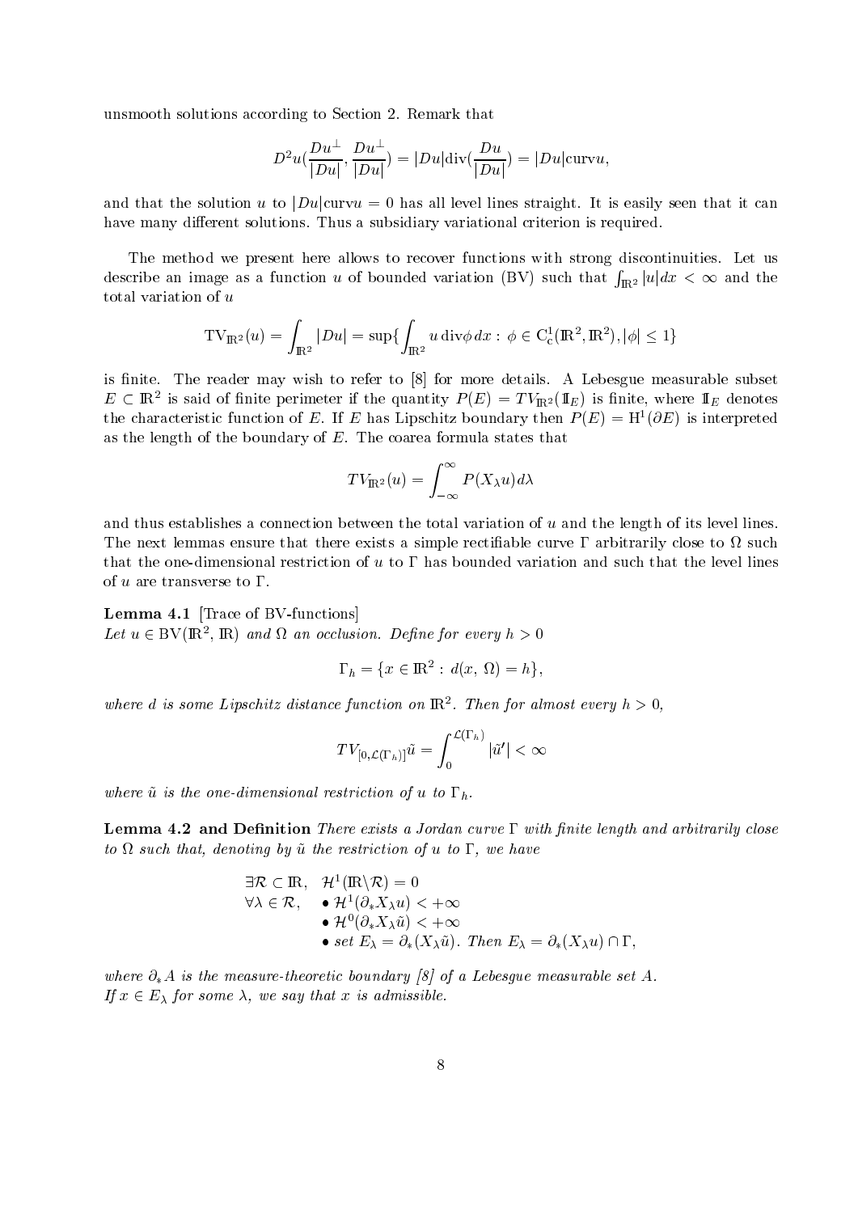unsmooth solutions according to Section 2. Remark that

$$D^2u(\frac{Du^\perp}{|Du|}, \frac{Du^\perp}{|Du|}) = |Du|\mathrm{div}(\frac{Du}{|Du|}) = |Du|\mathrm{curv}u,$$

and that the solution $u$ to $|Du|\mathrm{curv}u = 0$ has all level lines straight. It is easily seen that it can have many different solutions. Thus a subsidiary variational criterion is required.

The method we present here allows to recover functions with strong discontinuities. Let us describe an image as a function $u$ of bounded variation (BV) such that $\int_{\mathbb{R}^2} |u| dx < \infty$ and the total variation of $u$

$$\mathrm{TV}_{\mathbb{R}^2}(u) = \int_{\mathbb{R}^2} |Du| = \sup\{\int_{\mathbb{R}^2} u \,\mathrm{div}\phi \, dx : \phi \in \mathrm{C}^1_c(\mathbb{R}^2, \mathbb{R}^2), |\phi| \leq 1\}$$

is finite. The reader may wish to refer to [8] for more details. A Lebesgue measurable subset $E \subset \mathbb{R}^2$ is said of finite perimeter if the quantity $P(E) = TV_{\mathbb{R}^2}(\mathbb{I}_E)$ is finite, where $\mathbb{I}_E$ denotes the characteristic function of $E$. If $E$ has Lipschitz boundary then $P(E) = \mathrm{H}^1(\partial E)$ is interpreted as the length of the boundary of $E$. The coarea formula states that

$$TV_{\mathbb{R}^2}(u) = \int_{-\infty}^{\infty} P(X_\lambda u) d\lambda$$

and thus establishes a connection between the total variation of $u$ and the length of its level lines. The next lemmas ensure that there exists a simple rectifiable curve $\Gamma$ arbitrarily close to $\Omega$ such that the one-dimensional restriction of $u$ to $\Gamma$ has bounded variation and such that the level lines of $u$ are transverse to $\Gamma$.

**Lemma 4.1** [Trace of BV-functions]
*Let $u \in \mathrm{BV}(\mathbb{R}^2, \mathbb{R})$ and $\Omega$ an occlusion. Define for every $h > 0$*

$$\Gamma_h = \{x \in \mathbb{R}^2 : d(x, \Omega) = h\},$$

*where $d$ is some Lipschitz distance function on $\mathbb{R}^2$. Then for almost every $h > 0$,*

$$TV_{[0,\mathcal{L}(\Gamma_h)]}\tilde{u} = \int_0^{\mathcal{L}(\Gamma_h)} |\tilde{u}'| < \infty$$

*where $\tilde{u}$ is the one-dimensional restriction of $u$ to $\Gamma_h$.*

**Lemma 4.2 and Definition** *There exists a Jordan curve $\Gamma$ with finite length and arbitrarily close to $\Omega$ such that, denoting by $\tilde{u}$ the restriction of $u$ to $\Gamma$, we have*

$$\begin{array}{ll} \exists \mathcal{R} \subset \mathbb{R}, & \mathcal{H}^1(\mathbb{R} \backslash \mathcal{R}) = 0 \\ \forall \lambda \in \mathcal{R}, & \bullet\ \mathcal{H}^1(\partial_* X_\lambda u) < +\infty \\ & \bullet\ \mathcal{H}^0(\partial_* X_\lambda \tilde{u}) < +\infty \\ & \bullet\ \text{set } E_\lambda = \partial_*(X_\lambda \tilde{u}). \text{ Then } E_\lambda = \partial_*(X_\lambda u) \cap \Gamma, \end{array}$$

*where $\partial_* A$ is the measure-theoretic boundary [8] of a Lebesgue measurable set $A$.*
*If $x \in E_\lambda$ for some $\lambda$, we say that $x$ is admissible.*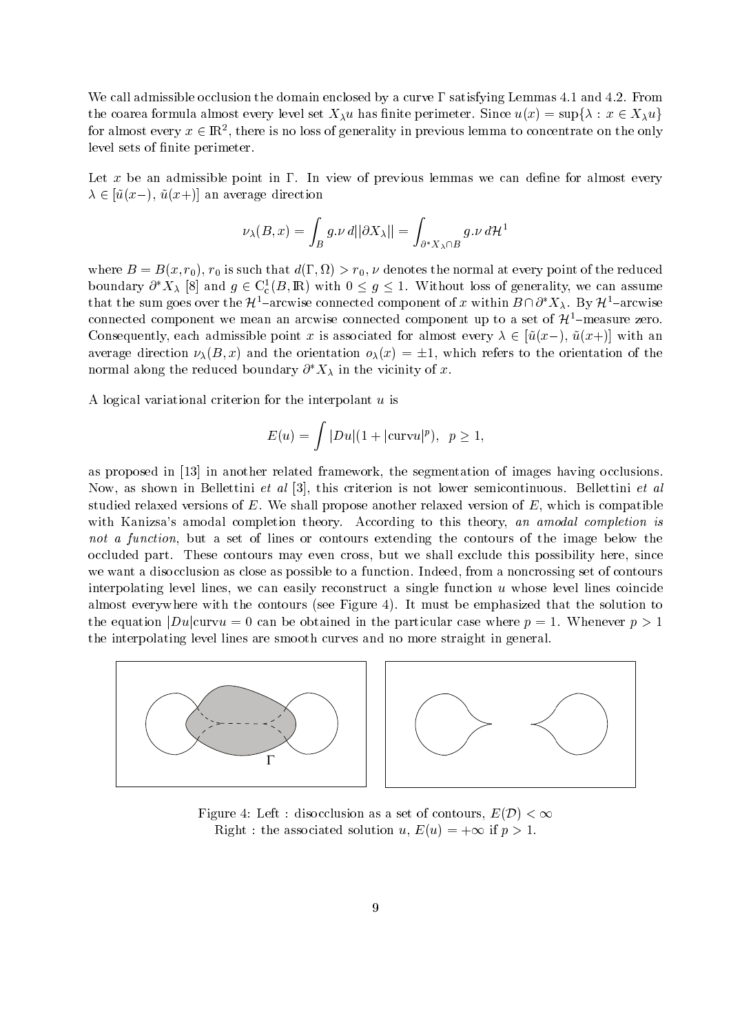We call admissible occlusion the domain enclosed by a curve $\Gamma$ satisfying Lemmas 4.1 and 4.2. From the coarea formula almost every level set $X_\lambda u$ has finite perimeter. Since $u(x) = \sup\{\lambda : x \in X_\lambda u\}$ for almost every $x \in \mathbb{R}^2$, there is no loss of generality in previous lemma to concentrate on the only level sets of finite perimeter.

Let $x$ be an admissible point in $\Gamma$. In view of previous lemmas we can define for almost every $\lambda \in [\tilde{u}(x-),\, \tilde{u}(x+)]$ an average direction

$$\nu_\lambda(B, x) = \int_B g.\nu \, d\|\partial X_\lambda\| = \int_{\partial^* X_\lambda \cap B} g.\nu \, d\mathcal{H}^1$$

where $B = B(x, r_0)$, $r_0$ is such that $d(\Gamma, \Omega) > r_0$, $\nu$ denotes the normal at every point of the reduced boundary $\partial^* X_\lambda$ [8] and $g \in \mathrm{C}^1_c(B, \mathbb{R})$ with $0 \leq g \leq 1$. Without loss of generality, we can assume that the sum goes over the $\mathcal{H}^1$–arcwise connected component of $x$ within $B \cap \partial^* X_\lambda$. By $\mathcal{H}^1$–arcwise connected component we mean an arcwise connected component up to a set of $\mathcal{H}^1$–measure zero. Consequently, each admissible point $x$ is associated for almost every $\lambda \in [\tilde{u}(x-),\, \tilde{u}(x+)]$ with an average direction $\nu_\lambda(B, x)$ and the orientation $o_\lambda(x) = \pm 1$, which refers to the orientation of the normal along the reduced boundary $\partial^* X_\lambda$ in the vicinity of $x$.

A logical variational criterion for the interpolant $u$ is

$$E(u) = \int |Du|(1 + |\mathrm{curv} u|^p), \quad p \geq 1,$$

as proposed in [13] in another related framework, the segmentation of images having occlusions. Now, as shown in Bellettini *et al* [3], this criterion is not lower semicontinuous. Bellettini *et al* studied relaxed versions of $E$. We shall propose another relaxed version of $E$, which is compatible with Kanizsa's amodal completion theory. According to this theory, *an amodal completion is not a function*, but a set of lines or contours extending the contours of the image below the occluded part. These contours may even cross, but we shall exclude this possibility here, since we want a disocclusion as close as possible to a function. Indeed, from a noncrossing set of contours interpolating level lines, we can easily reconstruct a single function $u$ whose level lines coincide almost everywhere with the contours (see Figure 4). It must be emphasized that the solution to the equation $|Du|\mathrm{curv} u = 0$ can be obtained in the particular case where $p = 1$. Whenever $p > 1$ the interpolating level lines are smooth curves and no more straight in general.

Figure 4: Left : disocclusion as a set of contours, $E(\mathcal{D}) < \infty$
Right : the associated solution $u$, $E(u) = +\infty$ if $p > 1$.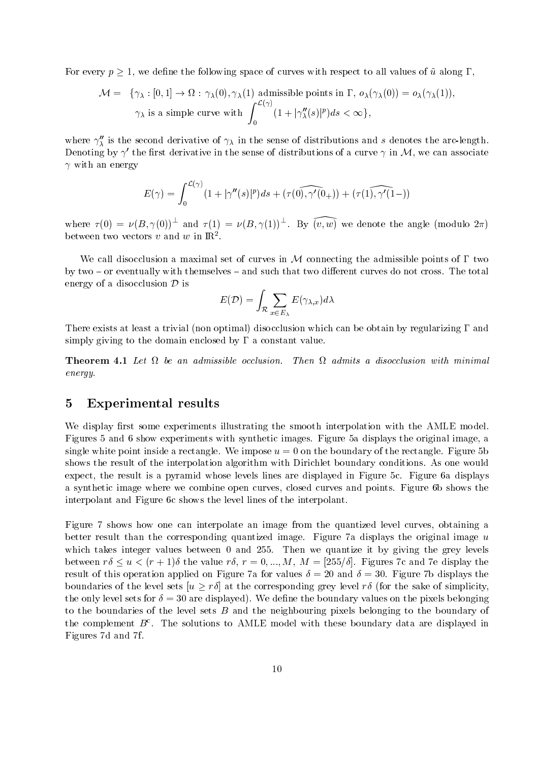For every $p \geq 1$, we define the following space of curves with respect to all values of $\tilde{u}$ along $\Gamma$,

$$
\begin{aligned}
\mathcal{M} = \ & \{\gamma_\lambda : [0,1] \to \Omega : \gamma_\lambda(0), \gamma_\lambda(1) \text{ admissible points in } \Gamma,\ o_\lambda(\gamma_\lambda(0)) = o_\lambda(\gamma_\lambda(1)), \\
& \gamma_\lambda \text{ is a simple curve with } \int_0^{\mathcal{L}(\gamma)} (1 + |\gamma_\lambda''(s)|^p) ds < \infty\},
\end{aligned}
$$

where $\gamma_\lambda''$ is the second derivative of $\gamma_\lambda$ in the sense of distributions and $s$ denotes the arc-length. Denoting by $\gamma'$ the first derivative in the sense of distributions of a curve $\gamma$ in $\mathcal{M}$, we can associate $\gamma$ with an energy

$$
E(\gamma) = \int_0^{\mathcal{L}(\gamma)} (1 + |\gamma''(s)|^p) ds + (\widehat{\tau(0), \gamma'(0_+)}) + (\widehat{\tau(1), \gamma'(1-)})
$$

where $\tau(0) = \nu(B, \gamma(0))^\perp$ and $\tau(1) = \nu(B, \gamma(1))^\perp$. By $\widehat{(v,w)}$ we denote the angle (modulo $2\pi$) between two vectors $v$ and $w$ in $\mathbb{R}^2$.

We call disocclusion a maximal set of curves in $\mathcal{M}$ connecting the admissible points of $\Gamma$ two by two – or eventually with themselves – and such that two different curves do not cross. The total energy of a disocclusion $\mathcal{D}$ is

$$
E(\mathcal{D}) = \int_{\mathcal{R}} \sum_{x \in E_\lambda} E(\gamma_{\lambda,x}) d\lambda
$$

There exists at least a trivial (non optimal) disocclusion which can be obtain by regularizing $\Gamma$ and simply giving to the domain enclosed by $\Gamma$ a constant value.

**Theorem 4.1** *Let $\Omega$ be an admissible occlusion. Then $\Omega$ admits a disocclusion with minimal energy.*

# 5 Experimental results

We display first some experiments illustrating the smooth interpolation with the AMLE model. Figures 5 and 6 show experiments with synthetic images. Figure 5a displays the original image, a single white point inside a rectangle. We impose $u = 0$ on the boundary of the rectangle. Figure 5b shows the result of the interpolation algorithm with Dirichlet boundary conditions. As one would expect, the result is a pyramid whose levels lines are displayed in Figure 5c. Figure 6a displays a synthetic image where we combine open curves, closed curves and points. Figure 6b shows the interpolant and Figure 6c shows the level lines of the interpolant.

Figure 7 shows how one can interpolate an image from the quantized level curves, obtaining a better result than the corresponding quantized image. Figure 7a displays the original image $u$ which takes integer values between 0 and 255. Then we quantize it by giving the grey levels between $r\delta \leq u < (r+1)\delta$ the value $r\delta$, $r = 0, ..., M$, $M = [255/\delta]$. Figures 7c and 7e display the result of this operation applied on Figure 7a for values $\delta = 20$ and $\delta = 30$. Figure 7b displays the boundaries of the level sets $[u \geq r\delta]$ at the corresponding grey level $r\delta$ (for the sake of simplicity, the only level sets for $\delta = 30$ are displayed). We define the boundary values on the pixels belonging to the boundaries of the level sets $B$ and the neighbouring pixels belonging to the boundary of the complement $B^c$. The solutions to AMLE model with these boundary data are displayed in Figures 7d and 7f.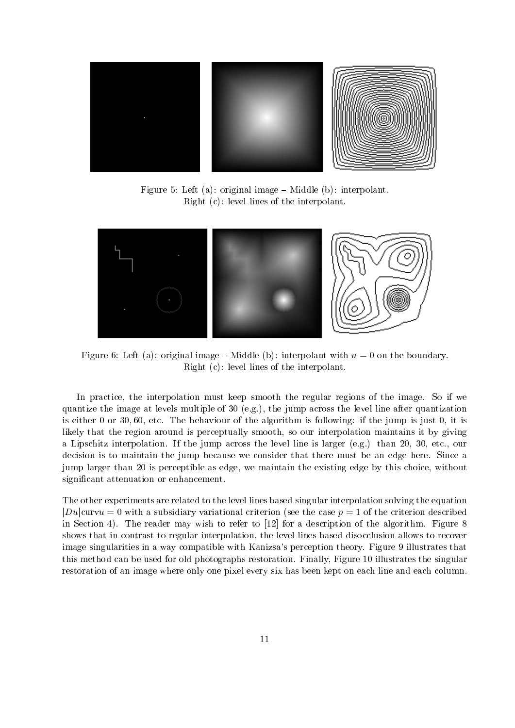Figure 5: Left (a): original image – Middle (b): interpolant.
Right (c): level lines of the interpolant.

Figure 6: Left (a): original image – Middle (b): interpolant with $u = 0$ on the boundary.
Right (c): level lines of the interpolant.

In practice, the interpolation must keep smooth the regular regions of the image. So if we quantize the image at levels multiple of 30 (e.g.), the jump across the level line after quantization is either 0 or 30, 60, etc. The behaviour of the algorithm is following: if the jump is just 0, it is likely that the region around is perceptually smooth, so our interpolation maintains it by giving a Lipschitz interpolation. If the jump across the level line is larger (e.g.) than 20, 30, etc., our decision is to maintain the jump because we consider that there must be an edge here. Since a jump larger than 20 is perceptible as edge, we maintain the existing edge by this choice, without significant attenuation or enhancement.

The other experiments are related to the level lines based singular interpolation solving the equation $|Du|\mathrm{curv}u = 0$ with a subsidiary variational criterion (see the case $p = 1$ of the criterion described in Section 4). The reader may wish to refer to [12] for a description of the algorithm. Figure 8 shows that in contrast to regular interpolation, the level lines based disocclusion allows to recover image singularities in a way compatible with Kanizsa's perception theory. Figure 9 illustrates that this method can be used for old photographs restoration. Finally, Figure 10 illustrates the singular restoration of an image where only one pixel every six has been kept on each line and each column.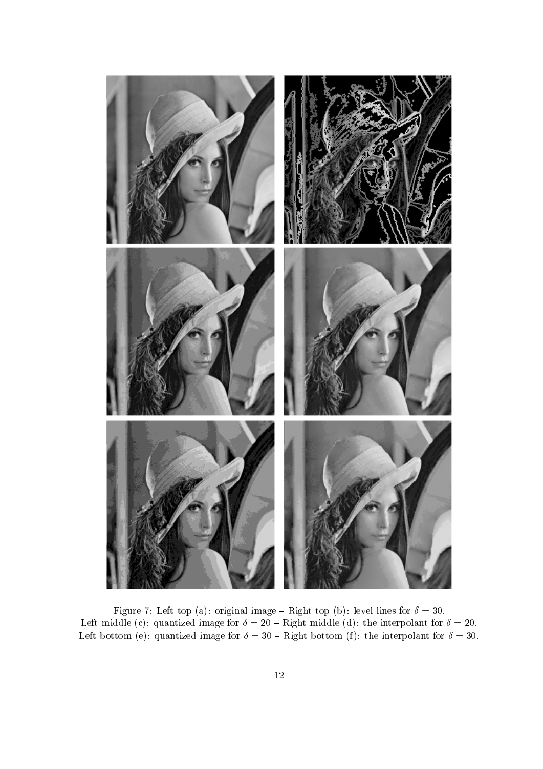Figure 7: Left top (a): original image – Right top (b): level lines for $\delta = 30$.
Left middle (c): quantized image for $\delta = 20$ – Right middle (d): the interpolant for $\delta = 20$.
Left bottom (e): quantized image for $\delta = 30$ – Right bottom (f): the interpolant for $\delta = 30$.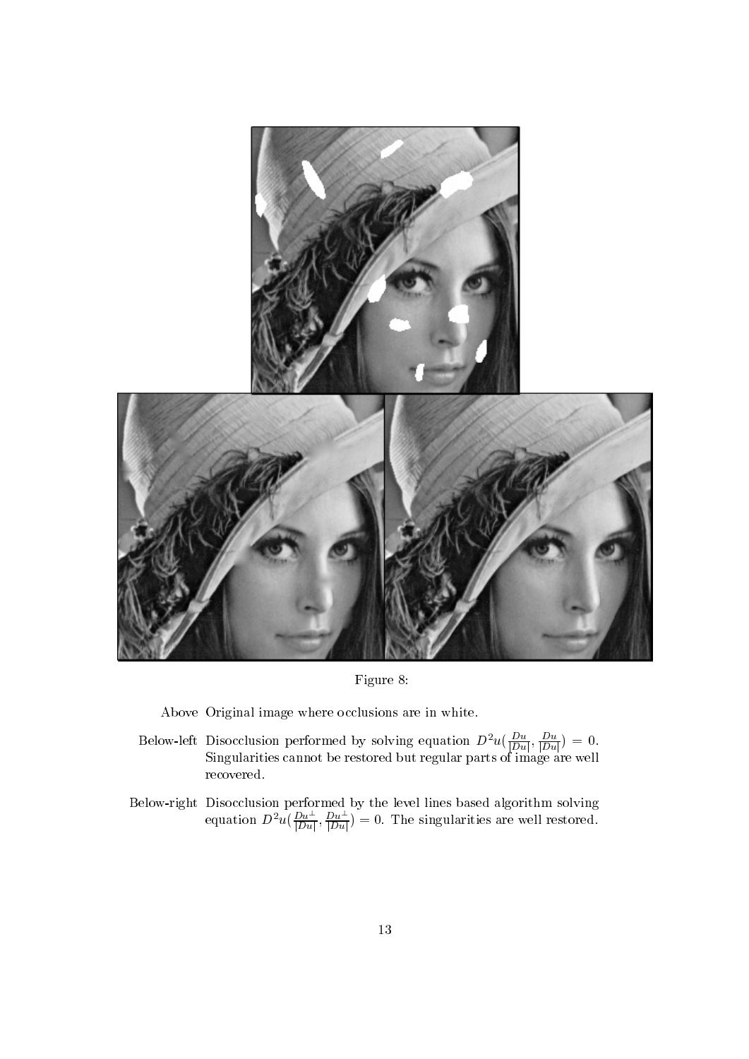Figure 8:

Above Original image where occlusions are in white.

Below-left Disocclusion performed by solving equation $D^2u(\frac{Du}{|Du|}, \frac{Du}{|Du|}) = 0$. Singularities cannot be restored but regular parts of image are well recovered.

Below-right Disocclusion performed by the level lines based algorithm solving equation $D^2u(\frac{Du^\perp}{|Du|}, \frac{Du^\perp}{|Du|}) = 0$. The singularities are well restored.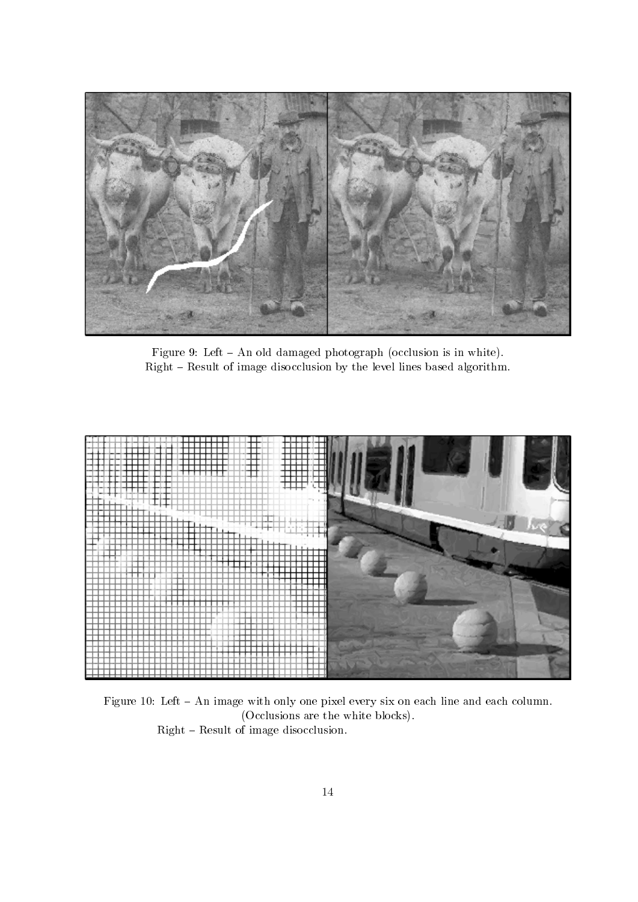Figure 9: Left – An old damaged photograph (occlusion is in white).
Right – Result of image disocclusion by the level lines based algorithm.

Figure 10: Left – An image with only one pixel every six on each line and each column.
(Occlusions are the white blocks).
Right – Result of image disocclusion.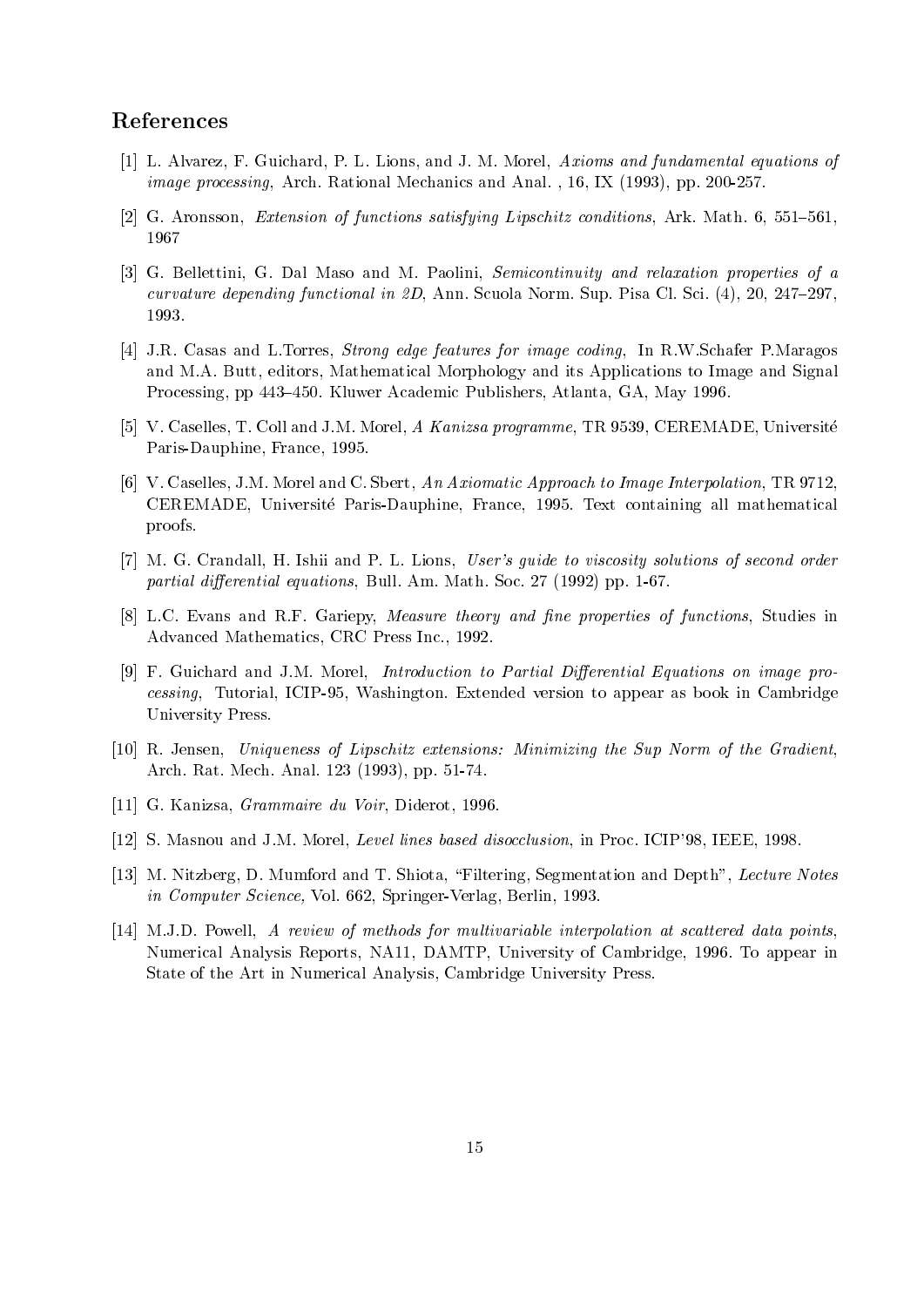## References

[1] L. Alvarez, F. Guichard, P. L. Lions, and J. M. Morel, *Axioms and fundamental equations of image processing*, Arch. Rational Mechanics and Anal. , 16, IX (1993), pp. 200-257.

[2] G. Aronsson, *Extension of functions satisfying Lipschitz conditions*, Ark. Math. 6, 551–561, 1967

[3] G. Bellettini, G. Dal Maso and M. Paolini, *Semicontinuity and relaxation properties of a curvature depending functional in 2D*, Ann. Scuola Norm. Sup. Pisa Cl. Sci. (4), 20, 247–297, 1993.

[4] J.R. Casas and L.Torres, *Strong edge features for image coding*, In R.W.Schafer P.Maragos and M.A. Butt, editors, Mathematical Morphology and its Applications to Image and Signal Processing, pp 443–450. Kluwer Academic Publishers, Atlanta, GA, May 1996.

[5] V. Caselles, T. Coll and J.M. Morel, *A Kanizsa programme*, TR 9539, CEREMADE, Université Paris-Dauphine, France, 1995.

[6] V. Caselles, J.M. Morel and C. Sbert, *An Axiomatic Approach to Image Interpolation*, TR 9712, CEREMADE, Université Paris-Dauphine, France, 1995. Text containing all mathematical proofs.

[7] M. G. Crandall, H. Ishii and P. L. Lions, *User's guide to viscosity solutions of second order partial differential equations*, Bull. Am. Math. Soc. 27 (1992) pp. 1-67.

[8] L.C. Evans and R.F. Gariepy, *Measure theory and fine properties of functions*, Studies in Advanced Mathematics, CRC Press Inc., 1992.

[9] F. Guichard and J.M. Morel, *Introduction to Partial Differential Equations on image processing*, Tutorial, ICIP-95, Washington. Extended version to appear as book in Cambridge University Press.

[10] R. Jensen, *Uniqueness of Lipschitz extensions: Minimizing the Sup Norm of the Gradient*, Arch. Rat. Mech. Anal. 123 (1993), pp. 51-74.

[11] G. Kanizsa, *Grammaire du Voir*, Diderot, 1996.

[12] S. Masnou and J.M. Morel, *Level lines based disocclusion*, in Proc. ICIP'98, IEEE, 1998.

[13] M. Nitzberg, D. Mumford and T. Shiota, "Filtering, Segmentation and Depth", *Lecture Notes in Computer Science*, Vol. 662, Springer-Verlag, Berlin, 1993.

[14] M.J.D. Powell, *A review of methods for multivariable interpolation at scattered data points*, Numerical Analysis Reports, NA11, DAMTP, University of Cambridge, 1996. To appear in State of the Art in Numerical Analysis, Cambridge University Press.